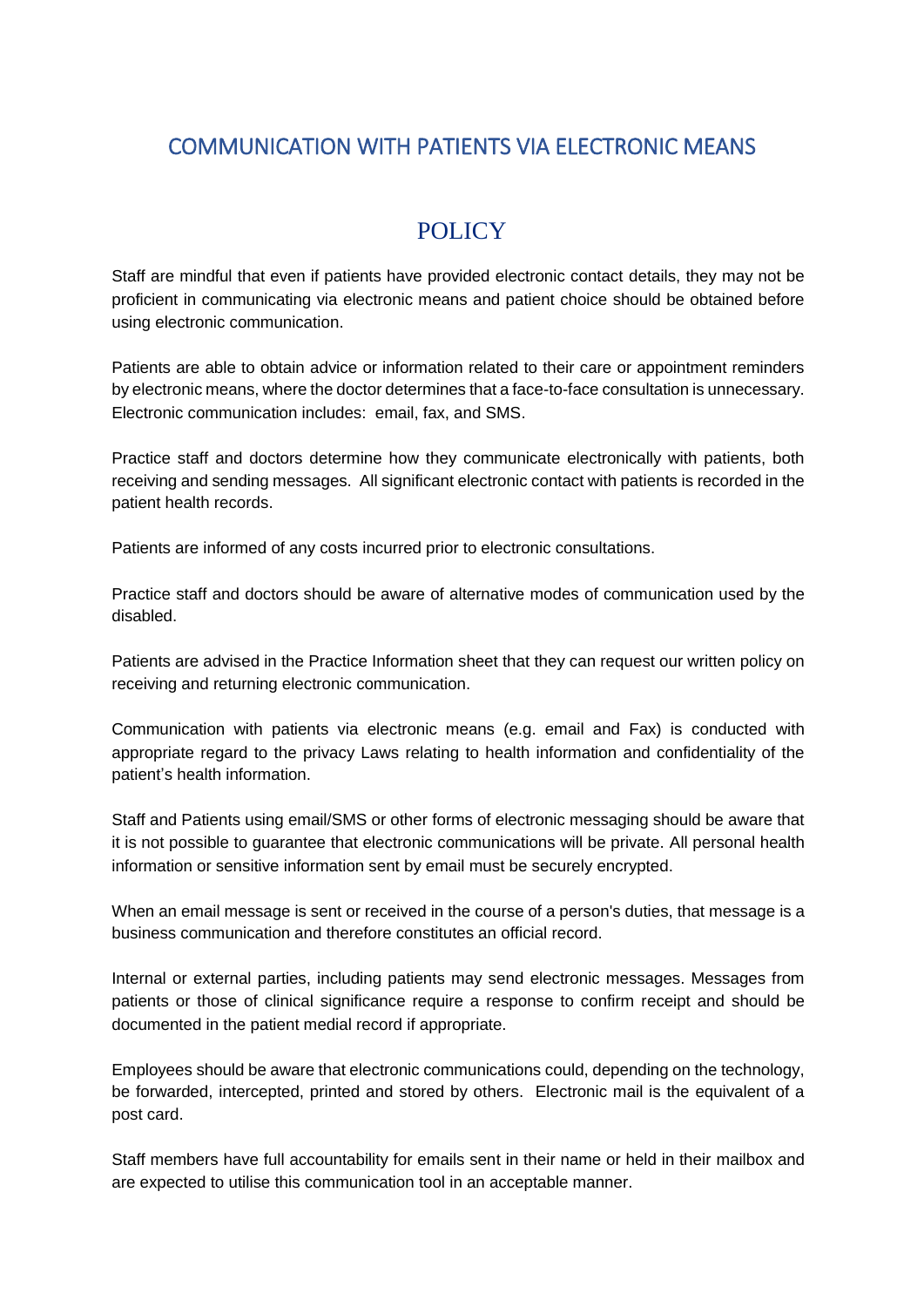# COMMUNICATION WITH PATIENTS VIA ELECTRONIC MEANS

## POLICY

Staff are mindful that even if patients have provided electronic contact details, they may not be proficient in communicating via electronic means and patient choice should be obtained before using electronic communication.

Patients are able to obtain advice or information related to their care or appointment reminders by electronic means, where the doctor determines that a face-to-face consultation is unnecessary. Electronic communication includes: email, fax, and SMS.

Practice staff and doctors determine how they communicate electronically with patients, both receiving and sending messages. All significant electronic contact with patients is recorded in the patient health records.

Patients are informed of any costs incurred prior to electronic consultations.

Practice staff and doctors should be aware of alternative modes of communication used by the disabled.

Patients are advised in the Practice Information sheet that they can request our written policy on receiving and returning electronic communication.

Communication with patients via electronic means (e.g. email and Fax) is conducted with appropriate regard to the privacy Laws relating to health information and confidentiality of the patient's health information.

Staff and Patients using email/SMS or other forms of electronic messaging should be aware that it is not possible to guarantee that electronic communications will be private. All personal health information or sensitive information sent by email must be securely encrypted.

When an email message is sent or received in the course of a person's duties, that message is a business communication and therefore constitutes an official record.

Internal or external parties, including patients may send electronic messages. Messages from patients or those of clinical significance require a response to confirm receipt and should be documented in the patient medial record if appropriate.

Employees should be aware that electronic communications could, depending on the technology, be forwarded, intercepted, printed and stored by others. Electronic mail is the equivalent of a post card.

Staff members have full accountability for emails sent in their name or held in their mailbox and are expected to utilise this communication tool in an acceptable manner.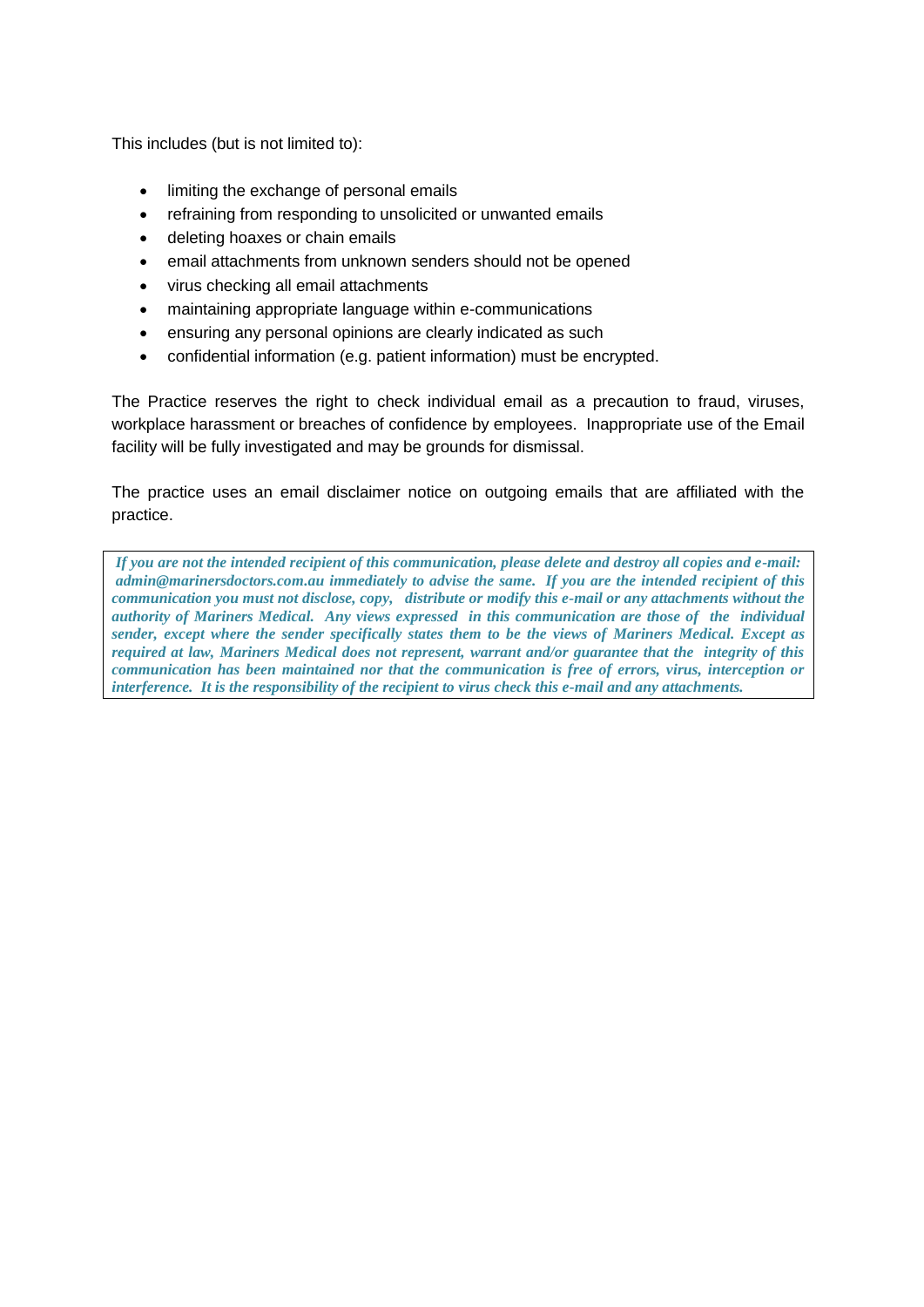This includes (but is not limited to):

- limiting the exchange of personal emails
- refraining from responding to unsolicited or unwanted emails
- deleting hoaxes or chain emails
- email attachments from unknown senders should not be opened
- virus checking all email attachments
- maintaining appropriate language within e-communications
- ensuring any personal opinions are clearly indicated as such
- confidential information (e.g. patient information) must be encrypted.

The Practice reserves the right to check individual email as a precaution to fraud, viruses, workplace harassment or breaches of confidence by employees. Inappropriate use of the Email facility will be fully investigated and may be grounds for dismissal.

The practice uses an email disclaimer notice on outgoing emails that are affiliated with the practice.

> ***If you are not the intended recipient of this communication, please delete and destroy all copies and e-mail: admin@marinersdoctors.com.au immediately to advise the same. If you are the intended recipient of this communication you must not disclose, copy, distribute or modify this e-mail or any attachments without the authority of Mariners Medical. Any views expressed in this communication are those of the individual sender, except where the sender specifically states them to be the views of Mariners Medical. Except as required at law, Mariners Medical does not represent, warrant and/or guarantee that the integrity of this communication has been maintained nor that the communication is free of errors, virus, interception or interference. It is the responsibility of the recipient to virus check this e-mail and any attachments.***